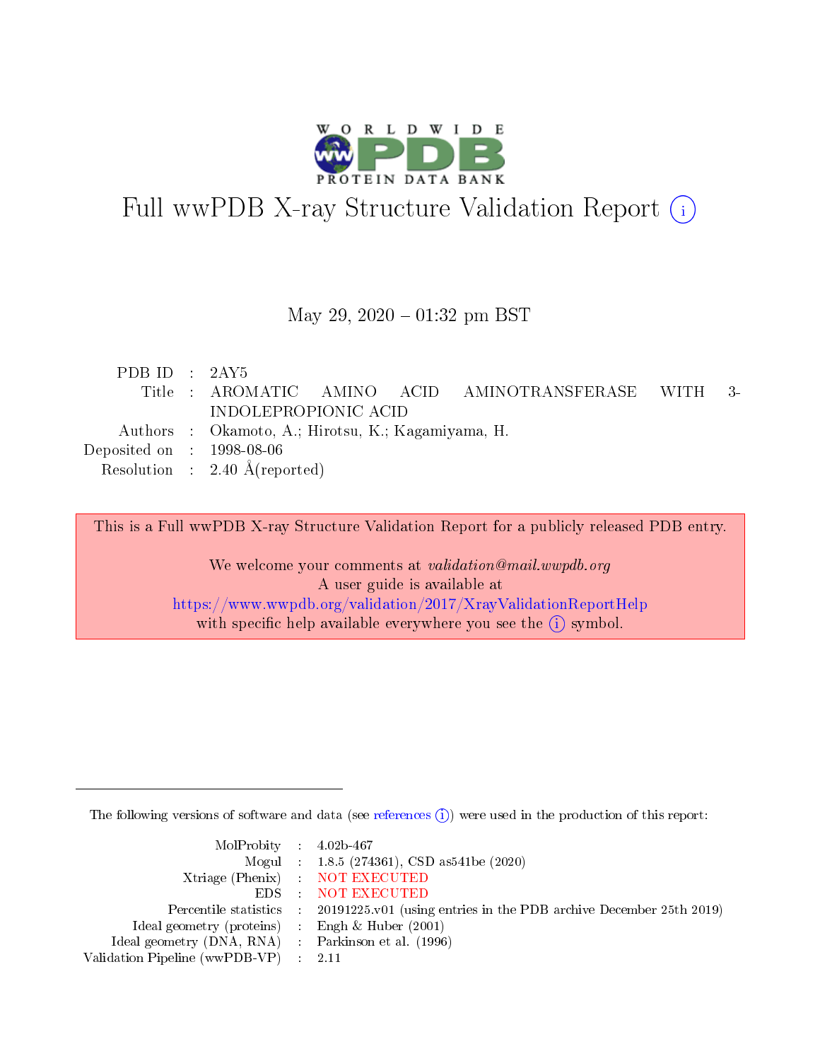# Full wwPDB X-ray Structure Validation Report ⓘ

May 29, 2020 – 01:32 pm BST

| | | |
|---|---|---|
| PDB ID | : | 2AY5 |
| Title | : | AROMATIC AMINO ACID AMINOTRANSFERASE WITH 3-INDOLEPROPIONIC ACID |
| Authors | : | Okamoto, A.; Hirotsu, K.; Kagamiyama, H. |
| Deposited on | : | 1998-08-06 |
| Resolution | : | 2.40 Å(reported) |

This is a Full wwPDB X-ray Structure Validation Report for a publicly released PDB entry.

We welcome your comments at *validation@mail.wwpdb.org*
A user guide is available at
https://www.wwpdb.org/validation/2017/XrayValidationReportHelp
with specific help available everywhere you see the ⓘ symbol.

---

The following versions of software and data (see references ⓘ) were used in the production of this report:

| | | |
|---|---|---|
| MolProbity | : | 4.02b-467 |
| Mogul | : | 1.8.5 (274361), CSD as541be (2020) |
| Xtriage (Phenix) | : | NOT EXECUTED |
| EDS | : | NOT EXECUTED |
| Percentile statistics | : | 20191225.v01 (using entries in the PDB archive December 25th 2019) |
| Ideal geometry (proteins) | : | Engh & Huber (2001) |
| Ideal geometry (DNA, RNA) | : | Parkinson et al. (1996) |
| Validation Pipeline (wwPDB-VP) | : | 2.11 |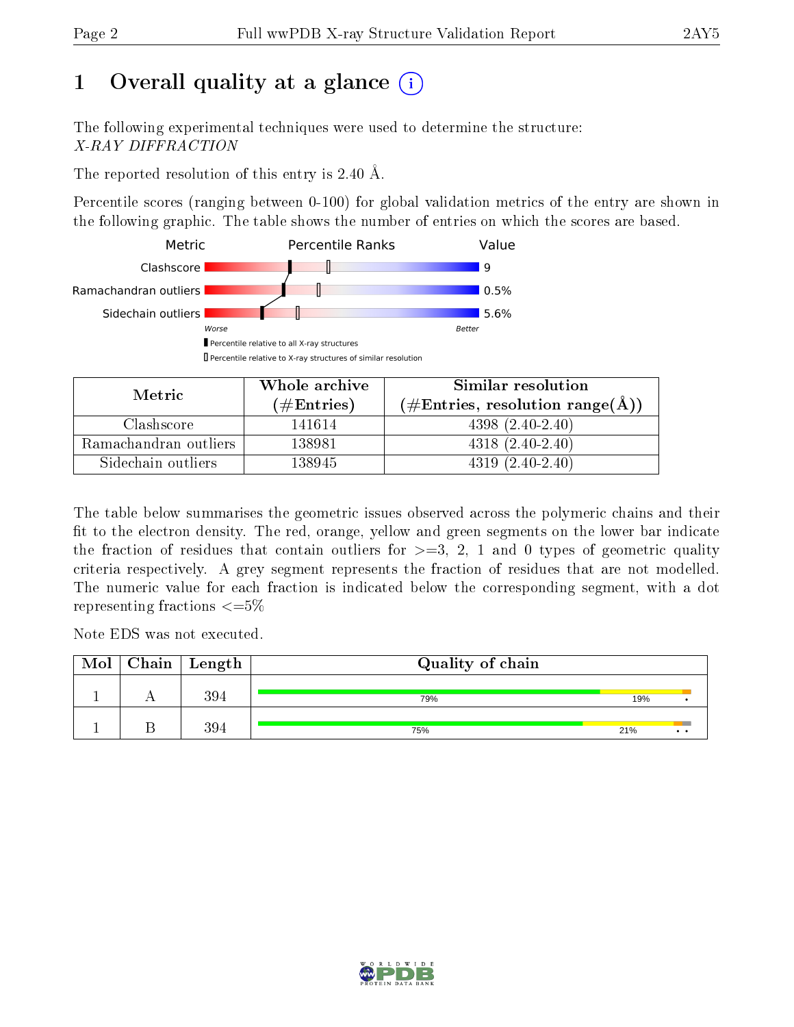# 1 Overall quality at a glance

The following experimental techniques were used to determine the structure:
*X-RAY DIFFRACTION*

The reported resolution of this entry is 2.40 Å.

Percentile scores (ranging between 0-100) for global validation metrics of the entry are shown in the following graphic. The table shows the number of entries on which the scores are based.

| Metric | Value |
|---|---|
| Clashscore | 9 |
| Ramachandran outliers | 0.5% |
| Sidechain outliers | 5.6% |

| Metric | Whole archive (#Entries) | Similar resolution (#Entries, resolution range(Å)) |
|---|---|---|
| Clashscore | 141614 | 4398 (2.40-2.40) |
| Ramachandran outliers | 138981 | 4318 (2.40-2.40) |
| Sidechain outliers | 138945 | 4319 (2.40-2.40) |

The table below summarises the geometric issues observed across the polymeric chains and their fit to the electron density. The red, orange, yellow and green segments on the lower bar indicate the fraction of residues that contain outliers for >=3, 2, 1 and 0 types of geometric quality criteria respectively. A grey segment represents the fraction of residues that are not modelled. The numeric value for each fraction is indicated below the corresponding segment, with a dot representing fractions <=5%

Note EDS was not executed.

| Mol | Chain | Length | Quality of chain |
|---|---|---|---|
| 1 | A | 394 | 79% 19% • |
| 1 | B | 394 | 75% 21% • • |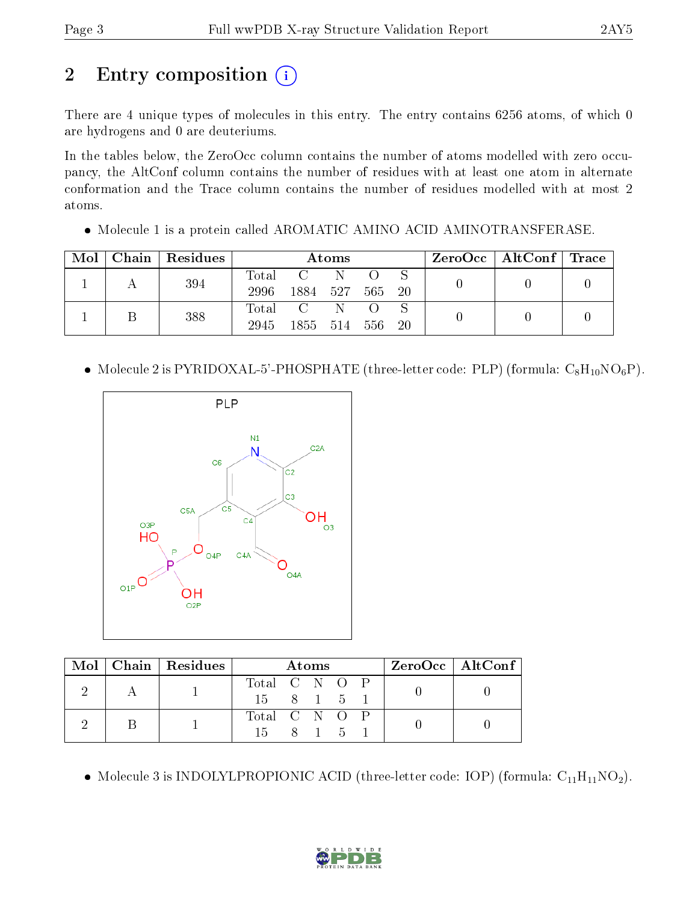# 2 Entry composition

There are 4 unique types of molecules in this entry. The entry contains 6256 atoms, of which 0 are hydrogens and 0 are deuteriums.

In the tables below, the ZeroOcc column contains the number of atoms modelled with zero occupancy, the AltConf column contains the number of residues with at least one atom in alternate conformation and the Trace column contains the number of residues modelled with at most 2 atoms.

- Molecule 1 is a protein called AROMATIC AMINO ACID AMINOTRANSFERASE.

| Mol | Chain | Residues | Atoms | | | | | ZeroOcc | AltConf | Trace |
|---|---|---|---|---|---|---|---|---|---|---|
| 1 | A | 394 | Total<br>2996 | C<br>1884 | N<br>527 | O<br>565 | S<br>20 | 0 | 0 | 0 |
| 1 | B | 388 | Total<br>2945 | C<br>1855 | N<br>514 | O<br>556 | S<br>20 | 0 | 0 | 0 |

- Molecule 2 is PYRIDOXAL-5'-PHOSPHATE (three-letter code: PLP) (formula: $C_8H_{10}NO_6P$).

| Mol | Chain | Residues | Atoms | | | | | ZeroOcc | AltConf |
|---|---|---|---|---|---|---|---|---|---|
| 2 | A | 1 | Total<br>15 | C<br>8 | N<br>1 | O<br>5 | P<br>1 | 0 | 0 |
| 2 | B | 1 | Total<br>15 | C<br>8 | N<br>1 | O<br>5 | P<br>1 | 0 | 0 |

- Molecule 3 is INDOLYLPROPIONIC ACID (three-letter code: IOP) (formula: $C_{11}H_{11}NO_2$).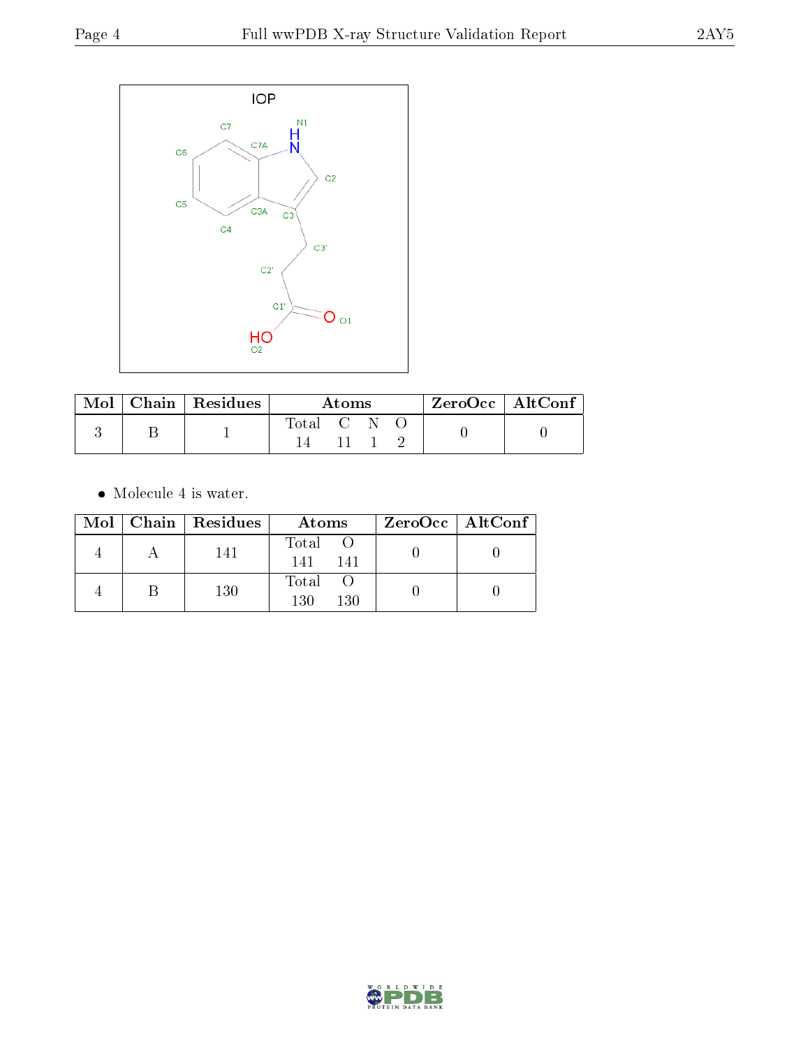IOP

| Mol | Chain | Residues | Atoms | | | | ZeroOcc | AltConf |
|---|---|---|---|---|---|---|---|---|
| | | | Total | C | N | O | | |
| 3 | B | 1 | 14 | 11 | 1 | 2 | 0 | 0 |

- Molecule 4 is water.

| Mol | Chain | Residues | Atoms | | ZeroOcc | AltConf |
|---|---|---|---|---|---|---|
| | | | Total | O | | |
| 4 | A | 141 | 141 | 141 | 0 | 0 |
| 4 | B | 130 | 130 | 130 | 0 | 0 |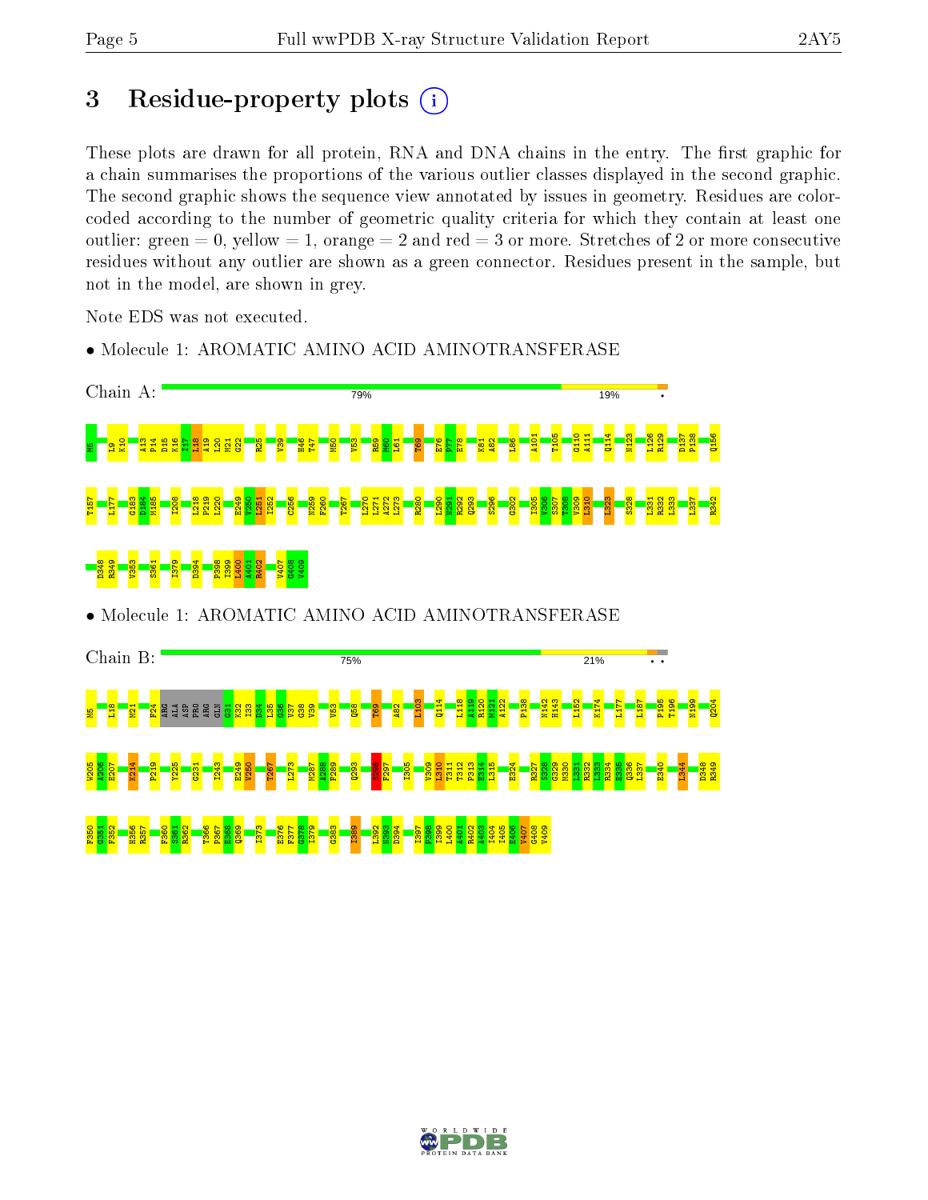# 3 Residue-property plots

These plots are drawn for all protein, RNA and DNA chains in the entry. The first graphic for a chain summarises the proportions of the various outlier classes displayed in the second graphic. The second graphic shows the sequence view annotated by issues in geometry. Residues are color-coded according to the number of geometric quality criteria for which they contain at least one outlier: green = 0, yellow = 1, orange = 2 and red = 3 or more. Stretches of 2 or more consecutive residues without any outlier are shown as a green connector. Residues present in the sample, but not in the model, are shown in grey.

Note EDS was not executed.

- Molecule 1: AROMATIC AMINO ACID AMINOTRANSFERASE

Chain A: 79% | 19% | •

M5 L9 K10 A13 P14 D15 K16 I17 L18 A19 L20 M21 G22 R25 V39 H46 T47 M50 V53 R59 M60 L61 T69 E76 P77 E78 K81 A82 L86 A101 T105 G110 A111 Q114 N123 L126 R129 D137 P138 Q156 T157 L177 G183 D184 M185 I208 L218 P219 L220 E249 V250 L251 I252 C256 N259 F260 T267 L270 L271 A272 L273 R280 L290 K291 R292 Q293 S296 G302 I305 V306 S307 T308 V309 L310 L323 S328 L331 R332 L333 L337 R342 D348 R349 V353 S361 I379 D394 P398 I399 L400 A401 R402 V407 G408 V409

- Molecule 1: AROMATIC AMINO ACID AMINOTRANSFERASE

Chain B: 75% | 21% | • •

M5 L18 M21 F24 ARG ALA ASP PRO ARG GLN G31 K32 I33 D34 L35 G36 L37 G38 V39 V53 Q58 T69 A82 L103 Q114 L118 K119 R120 M121 A122 P138 N142 H143 L152 K174 L177 L187 P195 T196 N199 Q204 W205 A206 E207 K214 P219 Y225 G231 I243 E249 V250 T267 L273 M287 A288 F289 Q293 S296 F297 I305 V309 L310 T311 T312 P313 E314 L315 E324 R327 S328 G329 M330 L331 R332 L333 R334 E335 Q336 L337 E340 I344 D348 R349 F350 G351 F352 H356 R357 F360 S361 R362 T366 P367 E368 Q369 I373 E376 F377 G378 I379 G383 I389 L392 N393 D394 I397 P398 I399 L400 A401 R402 A403 I404 I405 E406 V407 G408 V409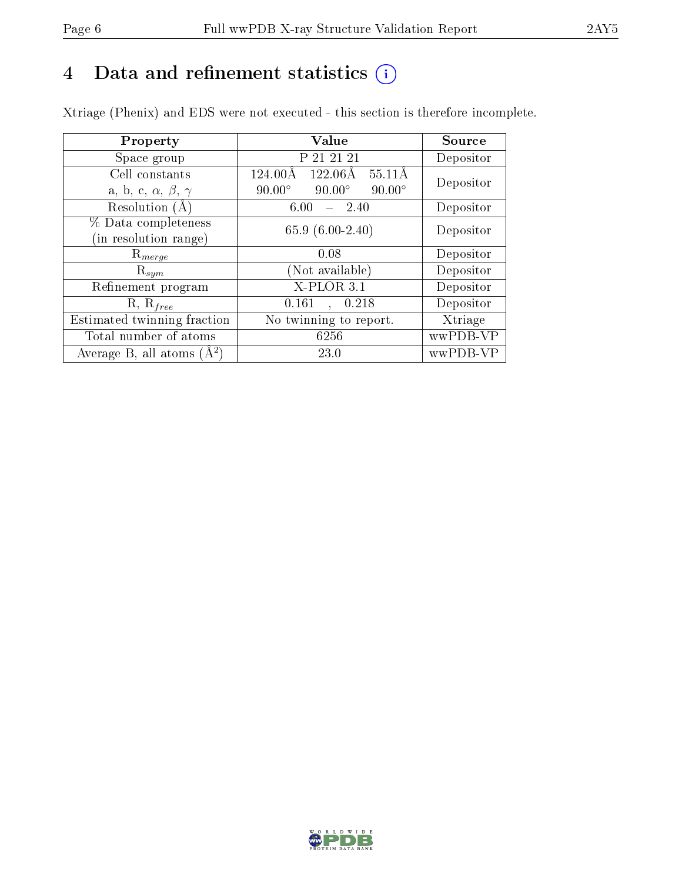# 4 Data and refinement statistics

Xtriage (Phenix) and EDS were not executed - this section is therefore incomplete.

| Property | Value | Source |
|---|---|---|
| Space group | P 21 21 21 | Depositor |
| Cell constants<br>a, b, c, $\alpha$, $\beta$, $\gamma$ | 124.00Å 122.06Å 55.11Å<br>90.00° 90.00° 90.00° | Depositor |
| Resolution (Å) | 6.00 – 2.40 | Depositor |
| % Data completeness<br>(in resolution range) | 65.9 (6.00-2.40) | Depositor |
| $R_{merge}$ | 0.08 | Depositor |
| $R_{sym}$ | (Not available) | Depositor |
| Refinement program | X-PLOR 3.1 | Depositor |
| R, $R_{free}$ | 0.161 , 0.218 | Depositor |
| Estimated twinning fraction | No twinning to report. | Xtriage |
| Total number of atoms | 6256 | wwPDB-VP |
| Average B, all atoms (Å$^2$) | 23.0 | wwPDB-VP |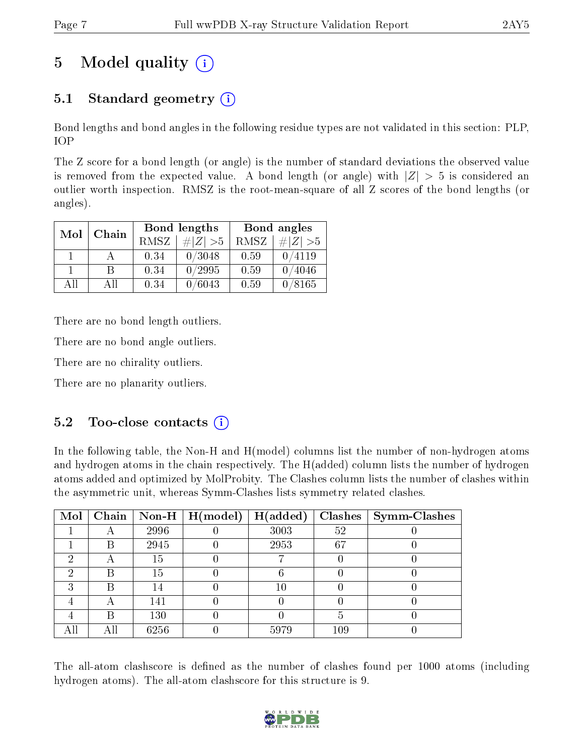# 5 Model quality (i)

## 5.1 Standard geometry (i)

Bond lengths and bond angles in the following residue types are not validated in this section: PLP, IOP

The Z score for a bond length (or angle) is the number of standard deviations the observed value is removed from the expected value. A bond length (or angle) with $|Z| > 5$ is considered an outlier worth inspection. RMSZ is the root-mean-square of all Z scores of the bond lengths (or angles).

| Mol | Chain | Bond lengths | | Bond angles | |
|---|---|---|---|---|---|
| | | RMSZ | $\#\|Z\| > 5$ | RMSZ | $\#\|Z\| > 5$ |
| 1 | A | 0.34 | 0/3048 | 0.59 | 0/4119 |
| 1 | B | 0.34 | 0/2995 | 0.59 | 0/4046 |
| All | All | 0.34 | 0/6043 | 0.59 | 0/8165 |

There are no bond length outliers.

There are no bond angle outliers.

There are no chirality outliers.

There are no planarity outliers.

## 5.2 Too-close contacts (i)

In the following table, the Non-H and H(model) columns list the number of non-hydrogen atoms and hydrogen atoms in the chain respectively. The H(added) column lists the number of hydrogen atoms added and optimized by MolProbity. The Clashes column lists the number of clashes within the asymmetric unit, whereas Symm-Clashes lists symmetry related clashes.

| Mol | Chain | Non-H | H(model) | H(added) | Clashes | Symm-Clashes |
|---|---|---|---|---|---|---|
| 1 | A | 2996 | 0 | 3003 | 52 | 0 |
| 1 | B | 2945 | 0 | 2953 | 67 | 0 |
| 2 | A | 15 | 0 | 7 | 0 | 0 |
| 2 | B | 15 | 0 | 6 | 0 | 0 |
| 3 | B | 14 | 0 | 10 | 0 | 0 |
| 4 | A | 141 | 0 | 0 | 0 | 0 |
| 4 | B | 130 | 0 | 0 | 5 | 0 |
| All | All | 6256 | 0 | 5979 | 109 | 0 |

The all-atom clashscore is defined as the number of clashes found per 1000 atoms (including hydrogen atoms). The all-atom clashscore for this structure is 9.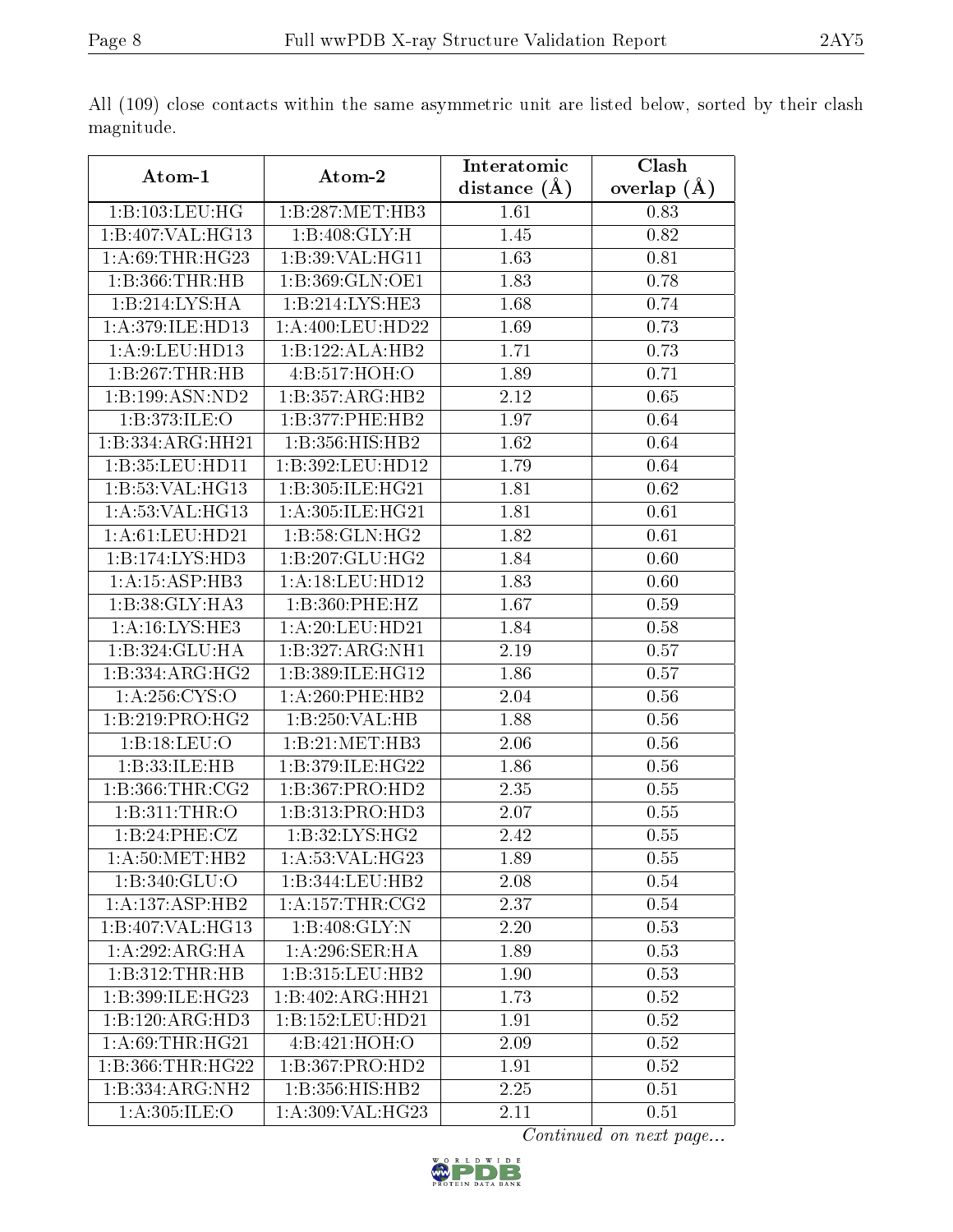All (109) close contacts within the same asymmetric unit are listed below, sorted by their clash magnitude.

| Atom-1 | Atom-2 | Interatomic distance (Å) | Clash overlap (Å) |
|---|---|---|---|
| 1:B:103:LEU:HG | 1:B:287:MET:HB3 | 1.61 | 0.83 |
| 1:B:407:VAL:HG13 | 1:B:408:GLY:H | 1.45 | 0.82 |
| 1:A:69:THR:HG23 | 1:B:39:VAL:HG11 | 1.63 | 0.81 |
| 1:B:366:THR:HB | 1:B:369:GLN:OE1 | 1.83 | 0.78 |
| 1:B:214:LYS:HA | 1:B:214:LYS:HE3 | 1.68 | 0.74 |
| 1:A:379:ILE:HD13 | 1:A:400:LEU:HD22 | 1.69 | 0.73 |
| 1:A:9:LEU:HD13 | 1:B:122:ALA:HB2 | 1.71 | 0.73 |
| 1:B:267:THR:HB | 4:B:517:HOH:O | 1.89 | 0.71 |
| 1:B:199:ASN:ND2 | 1:B:357:ARG:HB2 | 2.12 | 0.65 |
| 1:B:373:ILE:O | 1:B:377:PHE:HB2 | 1.97 | 0.64 |
| 1:B:334:ARG:HH21 | 1:B:356:HIS:HB2 | 1.62 | 0.64 |
| 1:B:35:LEU:HD11 | 1:B:392:LEU:HD12 | 1.79 | 0.64 |
| 1:B:53:VAL:HG13 | 1:B:305:ILE:HG21 | 1.81 | 0.62 |
| 1:A:53:VAL:HG13 | 1:A:305:ILE:HG21 | 1.81 | 0.61 |
| 1:A:61:LEU:HD21 | 1:B:58:GLN:HG2 | 1.82 | 0.61 |
| 1:B:174:LYS:HD3 | 1:B:207:GLU:HG2 | 1.84 | 0.60 |
| 1:A:15:ASP:HB3 | 1:A:18:LEU:HD12 | 1.83 | 0.60 |
| 1:B:38:GLY:HA3 | 1:B:360:PHE:HZ | 1.67 | 0.59 |
| 1:A:16:LYS:HE3 | 1:A:20:LEU:HD21 | 1.84 | 0.58 |
| 1:B:324:GLU:HA | 1:B:327:ARG:NH1 | 2.19 | 0.57 |
| 1:B:334:ARG:HG2 | 1:B:389:ILE:HG12 | 1.86 | 0.57 |
| 1:A:256:CYS:O | 1:A:260:PHE:HB2 | 2.04 | 0.56 |
| 1:B:219:PRO:HG2 | 1:B:250:VAL:HB | 1.88 | 0.56 |
| 1:B:18:LEU:O | 1:B:21:MET:HB3 | 2.06 | 0.56 |
| 1:B:33:ILE:HB | 1:B:379:ILE:HG22 | 1.86 | 0.56 |
| 1:B:366:THR:CG2 | 1:B:367:PRO:HD2 | 2.35 | 0.55 |
| 1:B:311:THR:O | 1:B:313:PRO:HD3 | 2.07 | 0.55 |
| 1:B:24:PHE:CZ | 1:B:32:LYS:HG2 | 2.42 | 0.55 |
| 1:A:50:MET:HB2 | 1:A:53:VAL:HG23 | 1.89 | 0.55 |
| 1:B:340:GLU:O | 1:B:344:LEU:HB2 | 2.08 | 0.54 |
| 1:A:137:ASP:HB2 | 1:A:157:THR:CG2 | 2.37 | 0.54 |
| 1:B:407:VAL:HG13 | 1:B:408:GLY:N | 2.20 | 0.53 |
| 1:A:292:ARG:HA | 1:A:296:SER:HA | 1.89 | 0.53 |
| 1:B:312:THR:HB | 1:B:315:LEU:HB2 | 1.90 | 0.53 |
| 1:B:399:ILE:HG23 | 1:B:402:ARG:HH21 | 1.73 | 0.52 |
| 1:B:120:ARG:HD3 | 1:B:152:LEU:HD21 | 1.91 | 0.52 |
| 1:A:69:THR:HG21 | 4:B:421:HOH:O | 2.09 | 0.52 |
| 1:B:366:THR:HG22 | 1:B:367:PRO:HD2 | 1.91 | 0.52 |
| 1:B:334:ARG:NH2 | 1:B:356:HIS:HB2 | 2.25 | 0.51 |
| 1:A:305:ILE:O | 1:A:309:VAL:HG23 | 2.11 | 0.51 |

*Continued on next page...*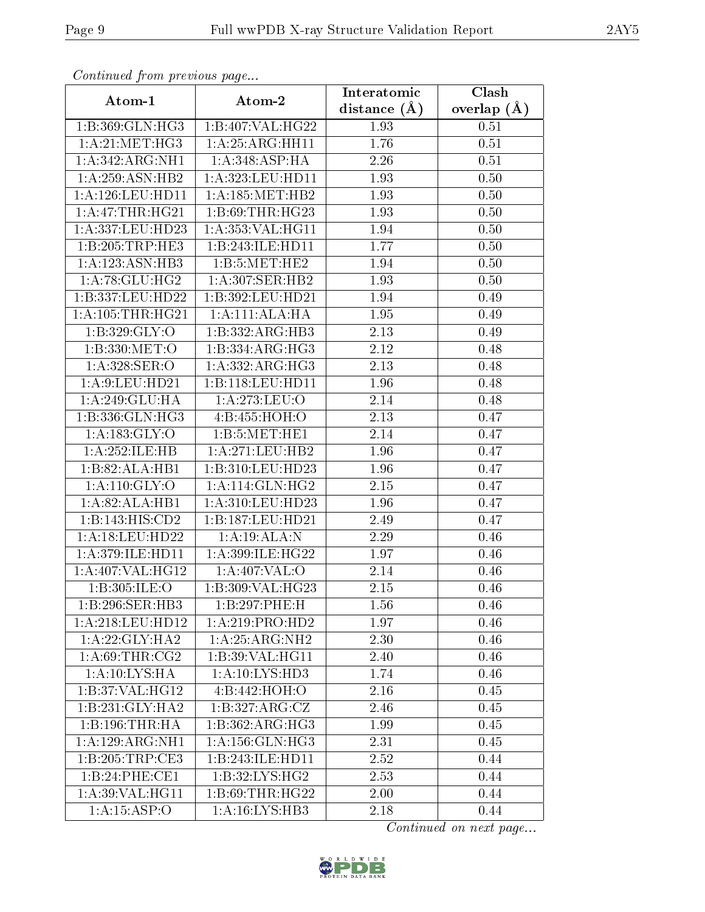*Continued from previous page...*

| Atom-1 | Atom-2 | Interatomic distance (Å) | Clash overlap (Å) |
|---|---|---|---|
| 1:B:369:GLN:HG3 | 1:B:407:VAL:HG22 | 1.93 | 0.51 |
| 1:A:21:MET:HG3 | 1:A:25:ARG:HH11 | 1.76 | 0.51 |
| 1:A:342:ARG:NH1 | 1:A:348:ASP:HA | 2.26 | 0.51 |
| 1:A:259:ASN:HB2 | 1:A:323:LEU:HD11 | 1.93 | 0.50 |
| 1:A:126:LEU:HD11 | 1:A:185:MET:HB2 | 1.93 | 0.50 |
| 1:A:47:THR:HG21 | 1:B:69:THR:HG23 | 1.93 | 0.50 |
| 1:A:337:LEU:HD23 | 1:A:353:VAL:HG11 | 1.94 | 0.50 |
| 1:B:205:TRP:HE3 | 1:B:243:ILE:HD11 | 1.77 | 0.50 |
| 1:A:123:ASN:HB3 | 1:B:5:MET:HE2 | 1.94 | 0.50 |
| 1:A:78:GLU:HG2 | 1:A:307:SER:HB2 | 1.93 | 0.50 |
| 1:B:337:LEU:HD22 | 1:B:392:LEU:HD21 | 1.94 | 0.49 |
| 1:A:105:THR:HG21 | 1:A:111:ALA:HA | 1.95 | 0.49 |
| 1:B:329:GLY:O | 1:B:332:ARG:HB3 | 2.13 | 0.49 |
| 1:B:330:MET:O | 1:B:334:ARG:HG3 | 2.12 | 0.48 |
| 1:A:328:SER:O | 1:A:332:ARG:HG3 | 2.13 | 0.48 |
| 1:A:9:LEU:HD21 | 1:B:118:LEU:HD11 | 1.96 | 0.48 |
| 1:A:249:GLU:HA | 1:A:273:LEU:O | 2.14 | 0.48 |
| 1:B:336:GLN:HG3 | 4:B:455:HOH:O | 2.13 | 0.47 |
| 1:A:183:GLY:O | 1:B:5:MET:HE1 | 2.14 | 0.47 |
| 1:A:252:ILE:HB | 1:A:271:LEU:HB2 | 1.96 | 0.47 |
| 1:B:82:ALA:HB1 | 1:B:310:LEU:HD23 | 1.96 | 0.47 |
| 1:A:110:GLY:O | 1:A:114:GLN:HG2 | 2.15 | 0.47 |
| 1:A:82:ALA:HB1 | 1:A:310:LEU:HD23 | 1.96 | 0.47 |
| 1:B:143:HIS:CD2 | 1:B:187:LEU:HD21 | 2.49 | 0.47 |
| 1:A:18:LEU:HD22 | 1:A:19:ALA:N | 2.29 | 0.46 |
| 1:A:379:ILE:HD11 | 1:A:399:ILE:HG22 | 1.97 | 0.46 |
| 1:A:407:VAL:HG12 | 1:A:407:VAL:O | 2.14 | 0.46 |
| 1:B:305:ILE:O | 1:B:309:VAL:HG23 | 2.15 | 0.46 |
| 1:B:296:SER:HB3 | 1:B:297:PHE:H | 1.56 | 0.46 |
| 1:A:218:LEU:HD12 | 1:A:219:PRO:HD2 | 1.97 | 0.46 |
| 1:A:22:GLY:HA2 | 1:A:25:ARG:NH2 | 2.30 | 0.46 |
| 1:A:69:THR:CG2 | 1:B:39:VAL:HG11 | 2.40 | 0.46 |
| 1:A:10:LYS:HA | 1:A:10:LYS:HD3 | 1.74 | 0.46 |
| 1:B:37:VAL:HG12 | 4:B:442:HOH:O | 2.16 | 0.45 |
| 1:B:231:GLY:HA2 | 1:B:327:ARG:CZ | 2.46 | 0.45 |
| 1:B:196:THR:HA | 1:B:362:ARG:HG3 | 1.99 | 0.45 |
| 1:A:129:ARG:NH1 | 1:A:156:GLN:HG3 | 2.31 | 0.45 |
| 1:B:205:TRP:CE3 | 1:B:243:ILE:HD11 | 2.52 | 0.44 |
| 1:B:24:PHE:CE1 | 1:B:32:LYS:HG2 | 2.53 | 0.44 |
| 1:A:39:VAL:HG11 | 1:B:69:THR:HG22 | 2.00 | 0.44 |
| 1:A:15:ASP:O | 1:A:16:LYS:HB3 | 2.18 | 0.44 |

*Continued on next page...*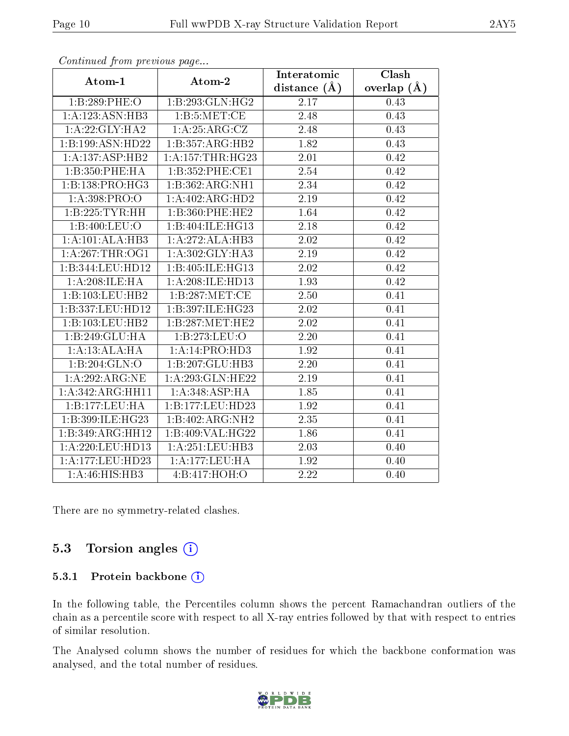*Continued from previous page...*

| Atom-1 | Atom-2 | Interatomic distance (Å) | Clash overlap (Å) |
|---|---|---|---|
| 1:B:289:PHE:O | 1:B:293:GLN:HG2 | 2.17 | 0.43 |
| 1:A:123:ASN:HB3 | 1:B:5:MET:CE | 2.48 | 0.43 |
| 1:A:22:GLY:HA2 | 1:A:25:ARG:CZ | 2.48 | 0.43 |
| 1:B:199:ASN:HD22 | 1:B:357:ARG:HB2 | 1.82 | 0.43 |
| 1:A:137:ASP:HB2 | 1:A:157:THR:HG23 | 2.01 | 0.42 |
| 1:B:350:PHE:HA | 1:B:352:PHE:CE1 | 2.54 | 0.42 |
| 1:B:138:PRO:HG3 | 1:B:362:ARG:NH1 | 2.34 | 0.42 |
| 1:A:398:PRO:O | 1:A:402:ARG:HD2 | 2.19 | 0.42 |
| 1:B:225:TYR:HH | 1:B:360:PHE:HE2 | 1.64 | 0.42 |
| 1:B:400:LEU:O | 1:B:404:ILE:HG13 | 2.18 | 0.42 |
| 1:A:101:ALA:HB3 | 1:A:272:ALA:HB3 | 2.02 | 0.42 |
| 1:A:267:THR:OG1 | 1:A:302:GLY:HA3 | 2.19 | 0.42 |
| 1:B:344:LEU:HD12 | 1:B:405:ILE:HG13 | 2.02 | 0.42 |
| 1:A:208:ILE:HA | 1:A:208:ILE:HD13 | 1.93 | 0.42 |
| 1:B:103:LEU:HB2 | 1:B:287:MET:CE | 2.50 | 0.41 |
| 1:B:337:LEU:HD12 | 1:B:397:ILE:HG23 | 2.02 | 0.41 |
| 1:B:103:LEU:HB2 | 1:B:287:MET:HE2 | 2.02 | 0.41 |
| 1:B:249:GLU:HA | 1:B:273:LEU:O | 2.20 | 0.41 |
| 1:A:13:ALA:HA | 1:A:14:PRO:HD3 | 1.92 | 0.41 |
| 1:B:204:GLN:O | 1:B:207:GLU:HB3 | 2.20 | 0.41 |
| 1:A:292:ARG:NE | 1:A:293:GLN:HE22 | 2.19 | 0.41 |
| 1:A:342:ARG:HH11 | 1:A:348:ASP:HA | 1.85 | 0.41 |
| 1:B:177:LEU:HA | 1:B:177:LEU:HD23 | 1.92 | 0.41 |
| 1:B:399:ILE:HG23 | 1:B:402:ARG:NH2 | 2.35 | 0.41 |
| 1:B:349:ARG:HH12 | 1:B:409:VAL:HG22 | 1.86 | 0.41 |
| 1:A:220:LEU:HD13 | 1:A:251:LEU:HB3 | 2.03 | 0.40 |
| 1:A:177:LEU:HD23 | 1:A:177:LEU:HA | 1.92 | 0.40 |
| 1:A:46:HIS:HB3 | 4:B:417:HOH:O | 2.22 | 0.40 |

There are no symmetry-related clashes.

## 5.3 Torsion angles

### 5.3.1 Protein backbone

In the following table, the Percentiles column shows the percent Ramachandran outliers of the chain as a percentile score with respect to all X-ray entries followed by that with respect to entries of similar resolution.

The Analysed column shows the number of residues for which the backbone conformation was analysed, and the total number of residues.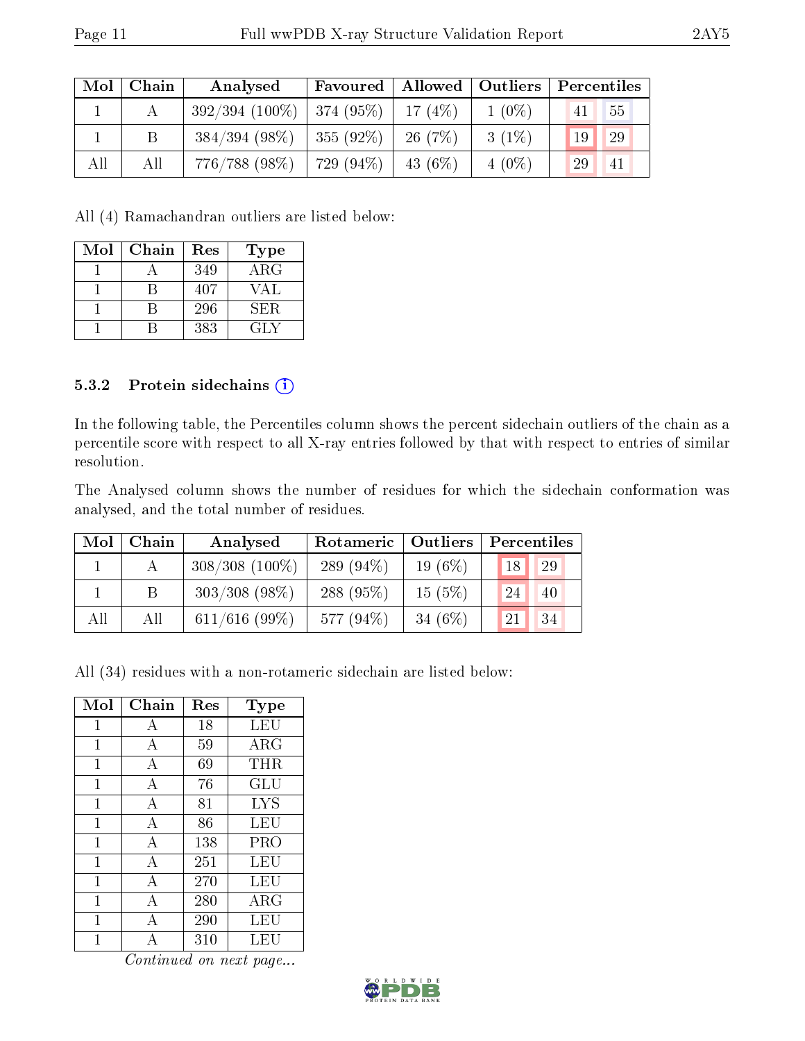| Mol | Chain | Analysed | Favoured | Allowed | Outliers | Percentiles | |
|---|---|---|---|---|---|---|---|
| 1 | A | 392/394 (100%) | 374 (95%) | 17 (4%) | 1 (0%) | 41 | 55 |
| 1 | B | 384/394 (98%) | 355 (92%) | 26 (7%) | 3 (1%) | 19 | 29 |
| All | All | 776/788 (98%) | 729 (94%) | 43 (6%) | 4 (0%) | 29 | 41 |

All (4) Ramachandran outliers are listed below:

| Mol | Chain | Res | Type |
|---|---|---|---|
| 1 | A | 349 | ARG |
| 1 | B | 407 | VAL |
| 1 | B | 296 | SER |
| 1 | B | 383 | GLY |

### 5.3.2 Protein sidechains

In the following table, the Percentiles column shows the percent sidechain outliers of the chain as a percentile score with respect to all X-ray entries followed by that with respect to entries of similar resolution.

The Analysed column shows the number of residues for which the sidechain conformation was analysed, and the total number of residues.

| Mol | Chain | Analysed | Rotameric | Outliers | Percentiles | |
|---|---|---|---|---|---|---|
| 1 | A | 308/308 (100%) | 289 (94%) | 19 (6%) | 18 | 29 |
| 1 | B | 303/308 (98%) | 288 (95%) | 15 (5%) | 24 | 40 |
| All | All | 611/616 (99%) | 577 (94%) | 34 (6%) | 21 | 34 |

All (34) residues with a non-rotameric sidechain are listed below:

| Mol | Chain | Res | Type |
|---|---|---|---|
| 1 | A | 18 | LEU |
| 1 | A | 59 | ARG |
| 1 | A | 69 | THR |
| 1 | A | 76 | GLU |
| 1 | A | 81 | LYS |
| 1 | A | 86 | LEU |
| 1 | A | 138 | PRO |
| 1 | A | 251 | LEU |
| 1 | A | 270 | LEU |
| 1 | A | 280 | ARG |
| 1 | A | 290 | LEU |
| 1 | A | 310 | LEU |

*Continued on next page...*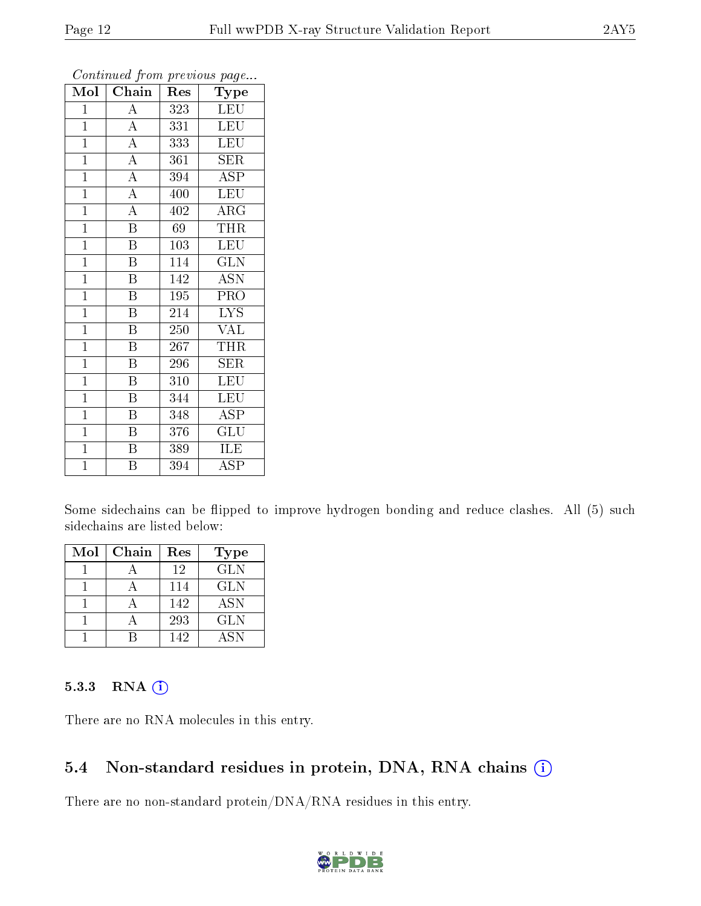*Continued from previous page...*

| Mol | Chain | Res | Type |
|---|---|---|---|
| 1 | A | 323 | LEU |
| 1 | A | 331 | LEU |
| 1 | A | 333 | LEU |
| 1 | A | 361 | SER |
| 1 | A | 394 | ASP |
| 1 | A | 400 | LEU |
| 1 | A | 402 | ARG |
| 1 | B | 69 | THR |
| 1 | B | 103 | LEU |
| 1 | B | 114 | GLN |
| 1 | B | 142 | ASN |
| 1 | B | 195 | PRO |
| 1 | B | 214 | LYS |
| 1 | B | 250 | VAL |
| 1 | B | 267 | THR |
| 1 | B | 296 | SER |
| 1 | B | 310 | LEU |
| 1 | B | 344 | LEU |
| 1 | B | 348 | ASP |
| 1 | B | 376 | GLU |
| 1 | B | 389 | ILE |
| 1 | B | 394 | ASP |

Some sidechains can be flipped to improve hydrogen bonding and reduce clashes. All (5) such sidechains are listed below:

| Mol | Chain | Res | Type |
|---|---|---|---|
| 1 | A | 12 | GLN |
| 1 | A | 114 | GLN |
| 1 | A | 142 | ASN |
| 1 | A | 293 | GLN |
| 1 | B | 142 | ASN |

### 5.3.3 RNA

There are no RNA molecules in this entry.

## 5.4 Non-standard residues in protein, DNA, RNA chains

There are no non-standard protein/DNA/RNA residues in this entry.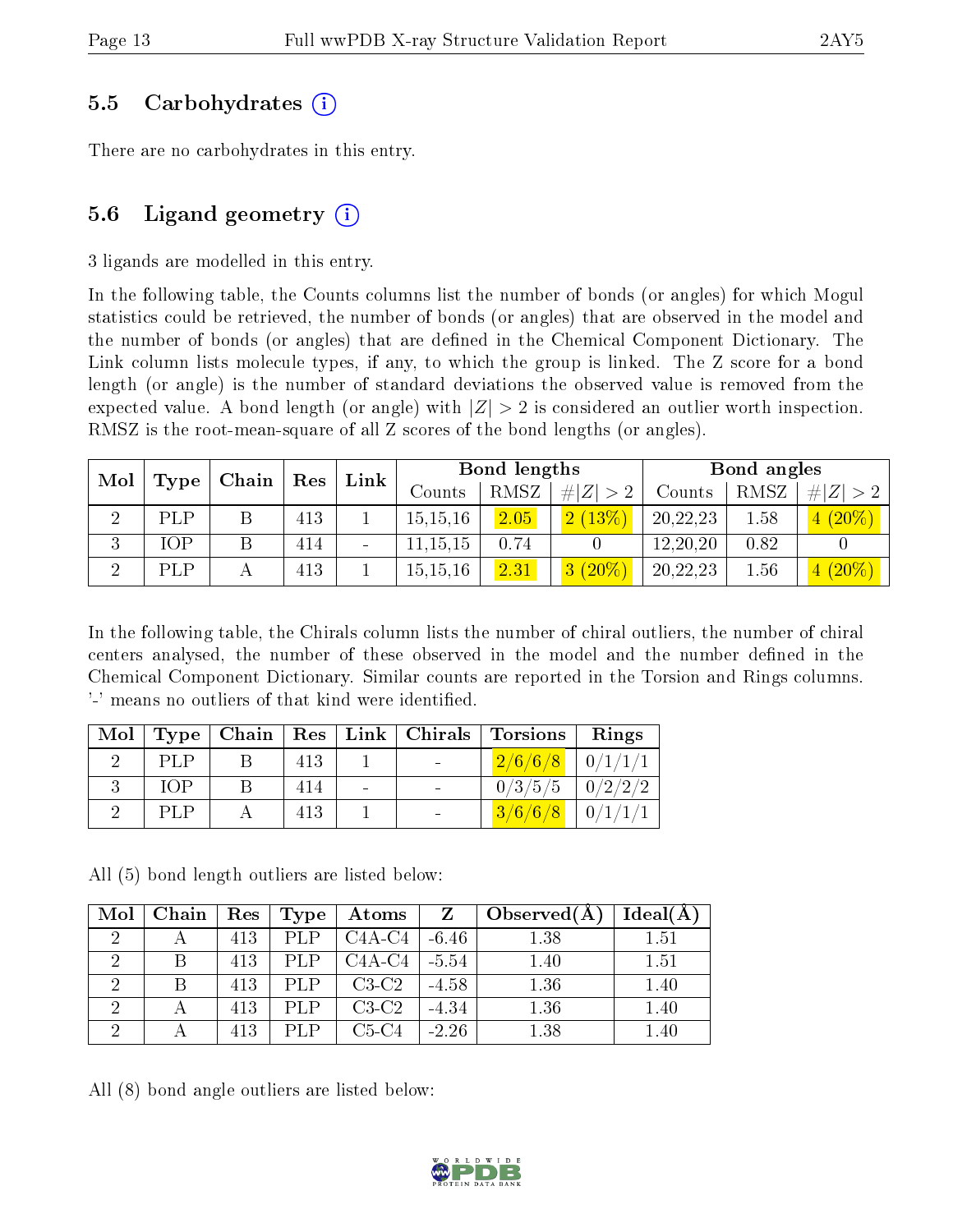### 5.5 Carbohydrates (i)

There are no carbohydrates in this entry.

### 5.6 Ligand geometry (i)

3 ligands are modelled in this entry.

In the following table, the Counts columns list the number of bonds (or angles) for which Mogul statistics could be retrieved, the number of bonds (or angles) that are observed in the model and the number of bonds (or angles) that are defined in the Chemical Component Dictionary. The Link column lists molecule types, if any, to which the group is linked. The Z score for a bond length (or angle) is the number of standard deviations the observed value is removed from the expected value. A bond length (or angle) with $|Z| > 2$ is considered an outlier worth inspection. RMSZ is the root-mean-square of all Z scores of the bond lengths (or angles).

| Mol | Type | Chain | Res | Link | Bond lengths | | | Bond angles | | |
|---|---|---|---|---|---|---|---|---|---|---|
| | | | | | Counts | RMSZ | #\|Z\| > 2 | Counts | RMSZ | #\|Z\| > 2 |
| 2 | PLP | B | 413 | 1 | 15,15,16 | 2.05 | 2 (13%) | 20,22,23 | 1.58 | 4 (20%) |
| 3 | IOP | B | 414 | - | 11,15,15 | 0.74 | 0 | 12,20,20 | 0.82 | 0 |
| 2 | PLP | A | 413 | 1 | 15,15,16 | 2.31 | 3 (20%) | 20,22,23 | 1.56 | 4 (20%) |

In the following table, the Chirals column lists the number of chiral outliers, the number of chiral centers analysed, the number of these observed in the model and the number defined in the Chemical Component Dictionary. Similar counts are reported in the Torsion and Rings columns. '-' means no outliers of that kind were identified.

| Mol | Type | Chain | Res | Link | Chirals | Torsions | Rings |
|---|---|---|---|---|---|---|---|
| 2 | PLP | B | 413 | 1 | - | 2/6/6/8 | 0/1/1/1 |
| 3 | IOP | B | 414 | - | - | 0/3/5/5 | 0/2/2/2 |
| 2 | PLP | A | 413 | 1 | - | 3/6/6/8 | 0/1/1/1 |

All (5) bond length outliers are listed below:

| Mol | Chain | Res | Type | Atoms | Z | Observed(Å) | Ideal(Å) |
|---|---|---|---|---|---|---|---|
| 2 | A | 413 | PLP | C4A-C4 | -6.46 | 1.38 | 1.51 |
| 2 | B | 413 | PLP | C4A-C4 | -5.54 | 1.40 | 1.51 |
| 2 | B | 413 | PLP | C3-C2 | -4.58 | 1.36 | 1.40 |
| 2 | A | 413 | PLP | C3-C2 | -4.34 | 1.36 | 1.40 |
| 2 | A | 413 | PLP | C5-C4 | -2.26 | 1.38 | 1.40 |

All (8) bond angle outliers are listed below: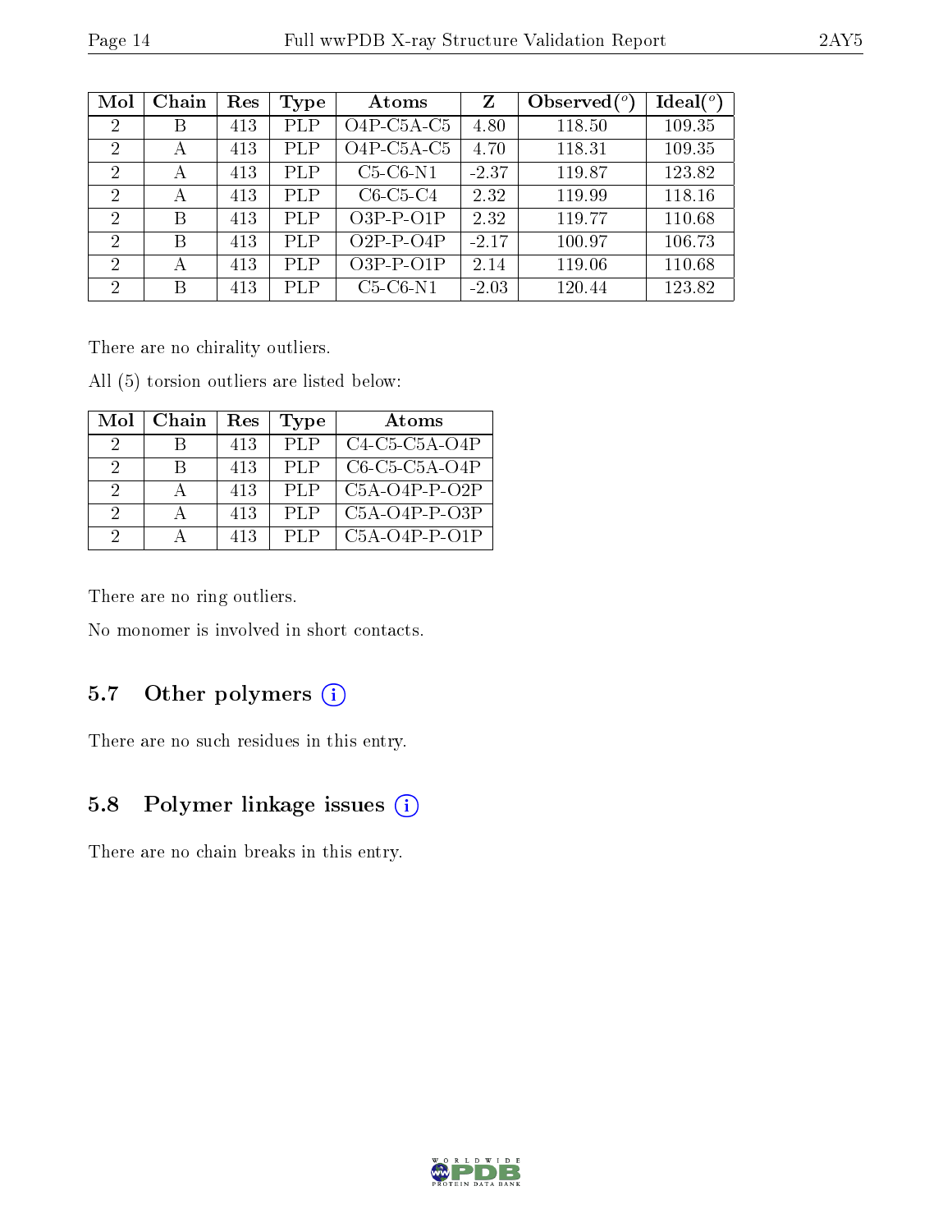| Mol | Chain | Res | Type | Atoms | Z | Observed(°) | Ideal(°) |
|---|---|---|---|---|---|---|---|
| 2 | B | 413 | PLP | O4P-C5A-C5 | 4.80 | 118.50 | 109.35 |
| 2 | A | 413 | PLP | O4P-C5A-C5 | 4.70 | 118.31 | 109.35 |
| 2 | A | 413 | PLP | C5-C6-N1 | -2.37 | 119.87 | 123.82 |
| 2 | A | 413 | PLP | C6-C5-C4 | 2.32 | 119.99 | 118.16 |
| 2 | B | 413 | PLP | O3P-P-O1P | 2.32 | 119.77 | 110.68 |
| 2 | B | 413 | PLP | O2P-P-O4P | -2.17 | 100.97 | 106.73 |
| 2 | A | 413 | PLP | O3P-P-O1P | 2.14 | 119.06 | 110.68 |
| 2 | B | 413 | PLP | C5-C6-N1 | -2.03 | 120.44 | 123.82 |

There are no chirality outliers.

All (5) torsion outliers are listed below:

| Mol | Chain | Res | Type | Atoms |
|---|---|---|---|---|
| 2 | B | 413 | PLP | C4-C5-C5A-O4P |
| 2 | B | 413 | PLP | C6-C5-C5A-O4P |
| 2 | A | 413 | PLP | C5A-O4P-P-O2P |
| 2 | A | 413 | PLP | C5A-O4P-P-O3P |
| 2 | A | 413 | PLP | C5A-O4P-P-O1P |

There are no ring outliers.

No monomer is involved in short contacts.

## 5.7 Other polymers

There are no such residues in this entry.

## 5.8 Polymer linkage issues

There are no chain breaks in this entry.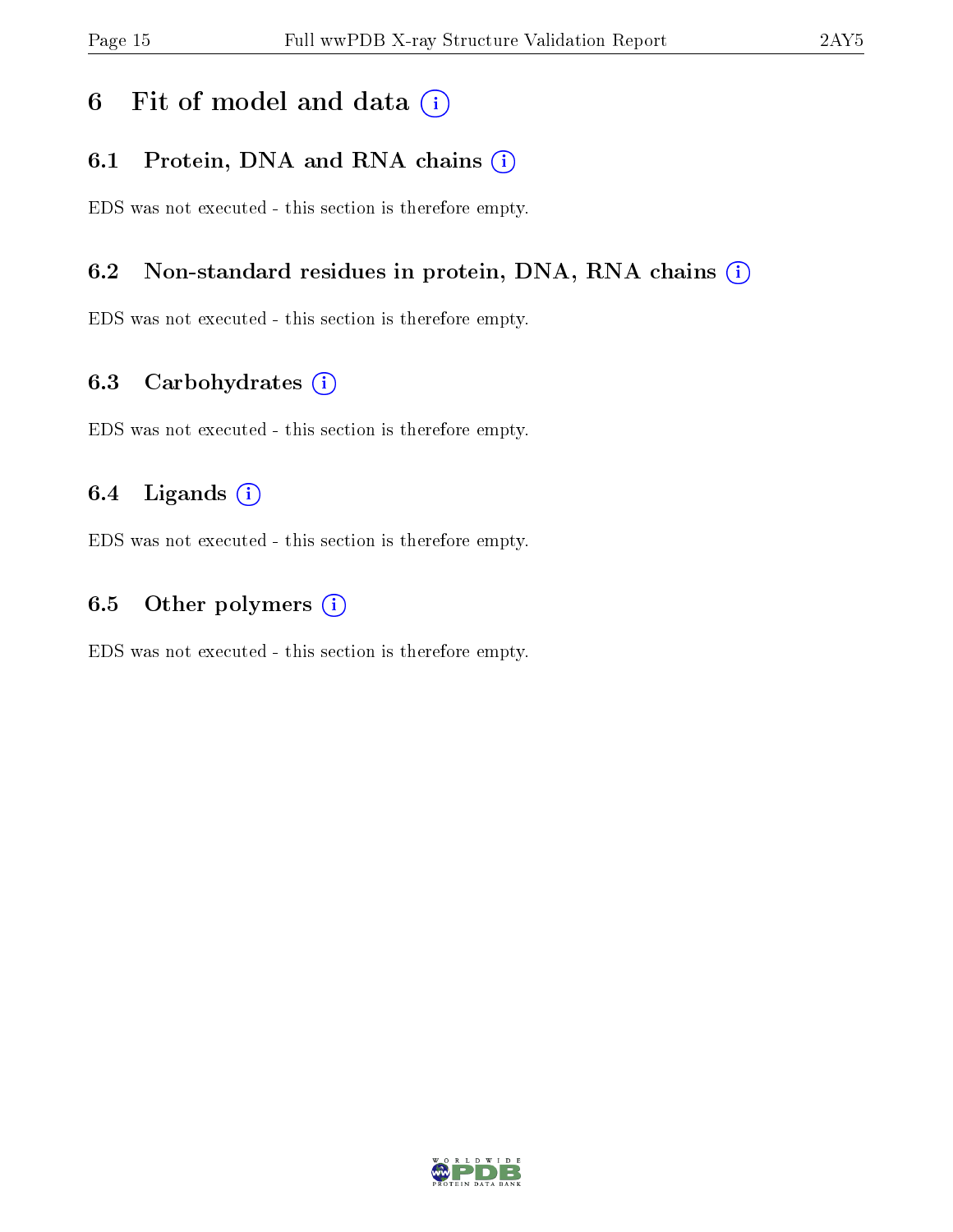# 6 Fit of model and data

## 6.1 Protein, DNA and RNA chains

EDS was not executed - this section is therefore empty.

## 6.2 Non-standard residues in protein, DNA, RNA chains

EDS was not executed - this section is therefore empty.

## 6.3 Carbohydrates

EDS was not executed - this section is therefore empty.

## 6.4 Ligands

EDS was not executed - this section is therefore empty.

## 6.5 Other polymers

EDS was not executed - this section is therefore empty.